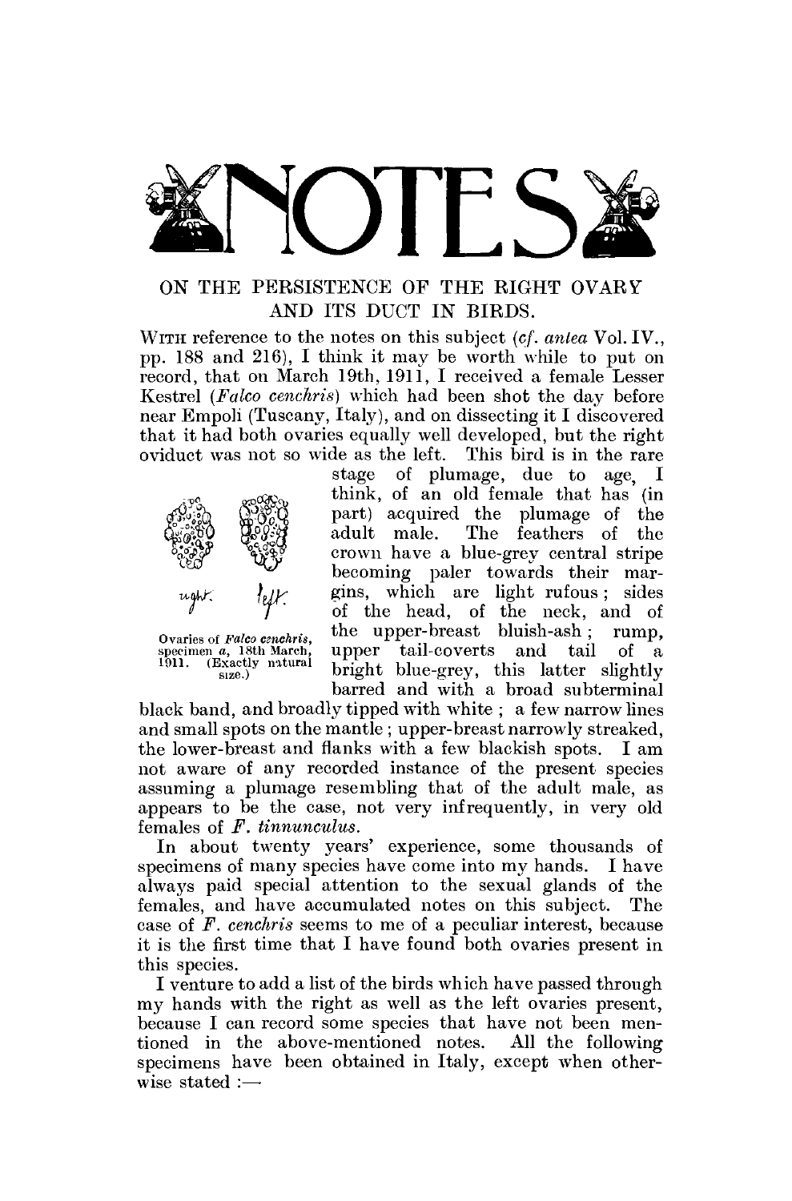# NOTES

## ON THE PERSISTENCE OF THE RIGHT OVARY AND ITS DUCT IN BIRDS.

WITH reference to the notes on this subject (*cf. antea* Vol. IV., pp. 188 and 216), I think it may be worth while to put on record, that on March 19th, 1911, I received a female Lesser Kestrel (*Falco cenchris*) which had been shot the day before near Empoli (Tuscany, Italy), and on dissecting it I discovered that it had both ovaries equally well developed, but the right oviduct was not so wide as the left. This bird is in the rare stage of plumage, due to age, I think, of an old female that has (in part) acquired the plumage of the adult male. The feathers of the crown have a blue-grey central stripe becoming paler towards their margins, which are light rufous; sides of the head, of the neck, and of the upper-breast bluish-ash; rump, upper tail-coverts and tail of a bright blue-grey, this latter slightly barred and with a broad subterminal black band, and broadly tipped with white; a few narrow lines and small spots on the mantle; upper-breast narrowly streaked, the lower-breast and flanks with a few blackish spots. I am not aware of any recorded instance of the present species assuming a plumage resembling that of the adult male, as appears to be the case, not very infrequently, in very old females of *F. tinnunculus*.

right. left.

Ovaries of *Falco cenchris*, specimen *a*, 18th March, 1911. (Exactly natural size.)

In about twenty years' experience, some thousands of specimens of many species have come into my hands. I have always paid special attention to the sexual glands of the females, and have accumulated notes on this subject. The case of *F. cenchris* seems to me of a peculiar interest, because it is the first time that I have found both ovaries present in this species.

I venture to add a list of the birds which have passed through my hands with the right as well as the left ovaries present, because I can record some species that have not been mentioned in the above-mentioned notes. All the following specimens have been obtained in Italy, except when otherwise stated :—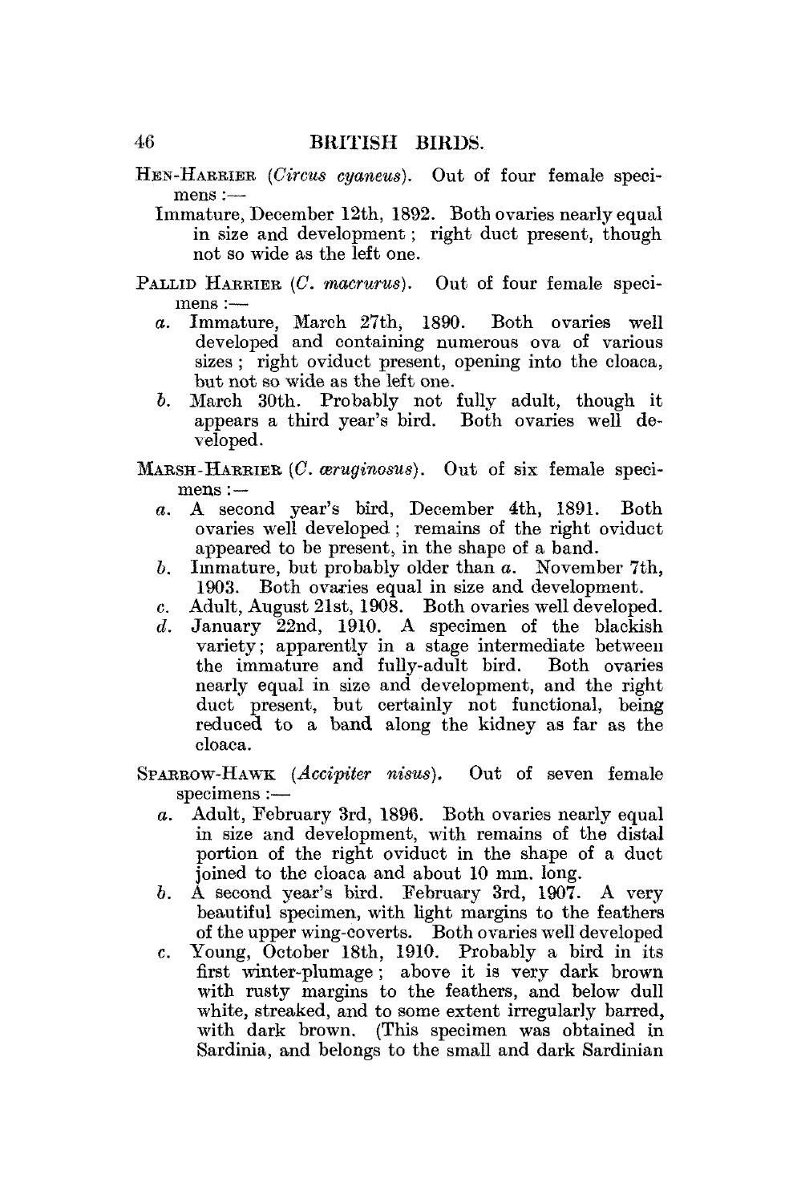HEN-HARRIER (*Circus cyaneus*). Out of four female specimens :—

Immature, December 12th, 1892. Both ovaries nearly equal in size and development; right duct present, though not so wide as the left one.

PALLID HARRIER (*C. macrurus*). Out of four female specimens :—

*a.* Immature, March 27th, 1890. Both ovaries well developed and containing numerous ova of various sizes; right oviduct present, opening into the cloaca, but not so wide as the left one.

*b.* March 30th. Probably not fully adult, though it appears a third year's bird. Both ovaries well developed.

MARSH-HARRIER (*C. æruginosus*). Out of six female specimens :—

*a.* A second year's bird, December 4th, 1891. Both ovaries well developed; remains of the right oviduct appeared to be present, in the shape of a band.

*b.* Immature, but probably older than *a*. November 7th, 1903. Both ovaries equal in size and development.

*c.* Adult, August 21st, 1908. Both ovaries well developed.

*d.* January 22nd, 1910. A specimen of the blackish variety; apparently in a stage intermediate between the immature and fully-adult bird. Both ovaries nearly equal in size and development, and the right duct present, but certainly not functional, being reduced to a band along the kidney as far as the cloaca.

SPARROW-HAWK (*Accipiter nisus*). Out of seven female specimens :—

*a.* Adult, February 3rd, 1896. Both ovaries nearly equal in size and development, with remains of the distal portion of the right oviduct in the shape of a duct joined to the cloaca and about 10 mm. long.

*b.* A second year's bird. February 3rd, 1907. A very beautiful specimen, with light margins to the feathers of the upper wing-coverts. Both ovaries well developed

*c.* Young, October 18th, 1910. Probably a bird in its first winter-plumage; above it is very dark brown with rusty margins to the feathers, and below dull white, streaked, and to some extent irregularly barred, with dark brown. (This specimen was obtained in Sardinia, and belongs to the small and dark Sardinian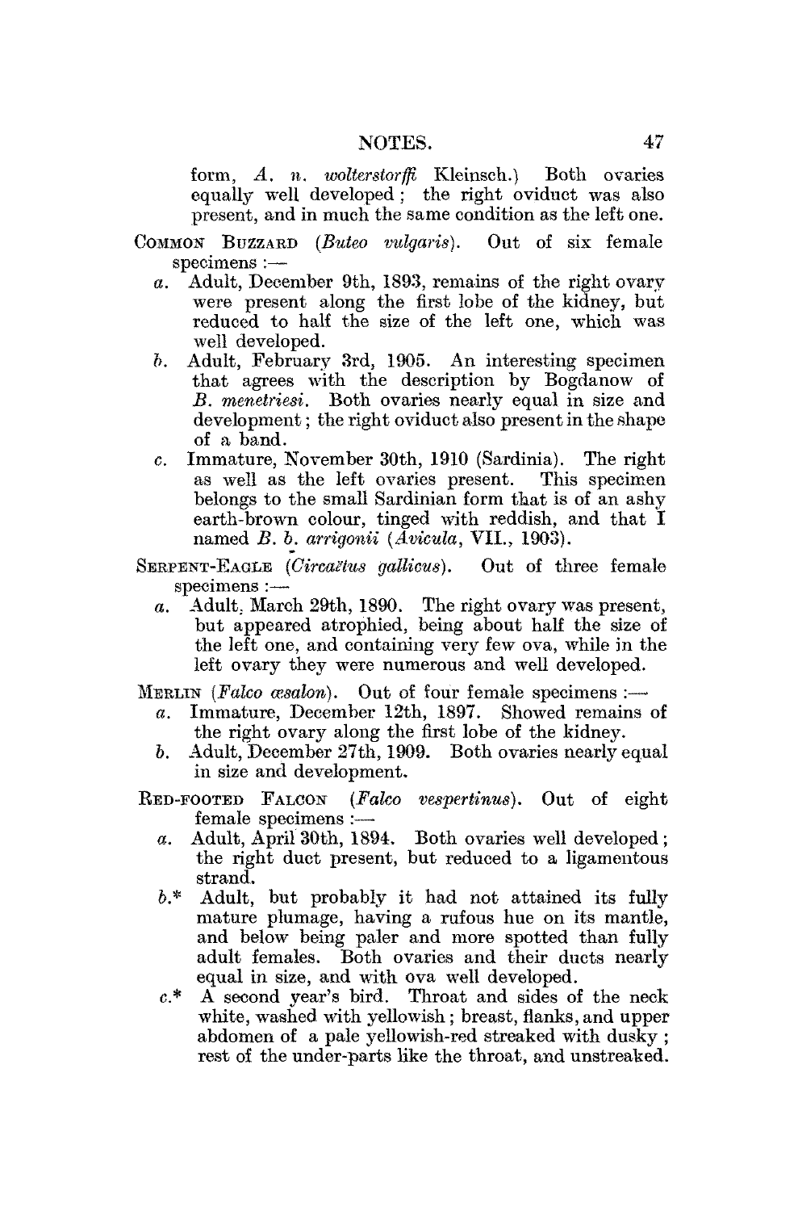form, *A. n. wolterstorffi* Kleinsch.) Both ovaries equally well developed; the right oviduct was also present, and in much the same condition as the left one.

COMMON BUZZARD (*Buteo vulgaris*). Out of six female specimens :—

*a.* Adult, December 9th, 1893, remains of the right ovary were present along the first lobe of the kidney, but reduced to half the size of the left one, which was well developed.

*b.* Adult, February 3rd, 1905. An interesting specimen that agrees with the description by Bogdanow of *B. menetriesi*. Both ovaries nearly equal in size and development; the right oviduct also present in the shape of a band.

*c.* Immature, November 30th, 1910 (Sardinia). The right as well as the left ovaries present. This specimen belongs to the small Sardinian form that is of an ashy earth-brown colour, tinged with reddish, and that I named *B. b. arrigonii* (*Avicula*, VII., 1903).

SERPENT-EAGLE (*Circaëtus gallicus*). Out of three female specimens :—

*a.* Adult, March 29th, 1890. The right ovary was present, but appeared atrophied, being about half the size of the left one, and containing very few ova, while in the left ovary they were numerous and well developed.

MERLIN (*Falco æsalon*). Out of four female specimens :—

*a.* Immature, December 12th, 1897. Showed remains of the right ovary along the first lobe of the kidney.

*b.* Adult, December 27th, 1909. Both ovaries nearly equal in size and development.

RED-FOOTED FALCON (*Falco vespertinus*). Out of eight female specimens :—

*a.* Adult, April 30th, 1894. Both ovaries well developed; the right duct present, but reduced to a ligamentous strand.

*b.** Adult, but probably it had not attained its fully mature plumage, having a rufous hue on its mantle, and below being paler and more spotted than fully adult females. Both ovaries and their ducts nearly equal in size, and with ova well developed.

*c.** A second year's bird. Throat and sides of the neck white, washed with yellowish; breast, flanks, and upper abdomen of a pale yellowish-red streaked with dusky; rest of the under-parts like the throat, and unstreaked.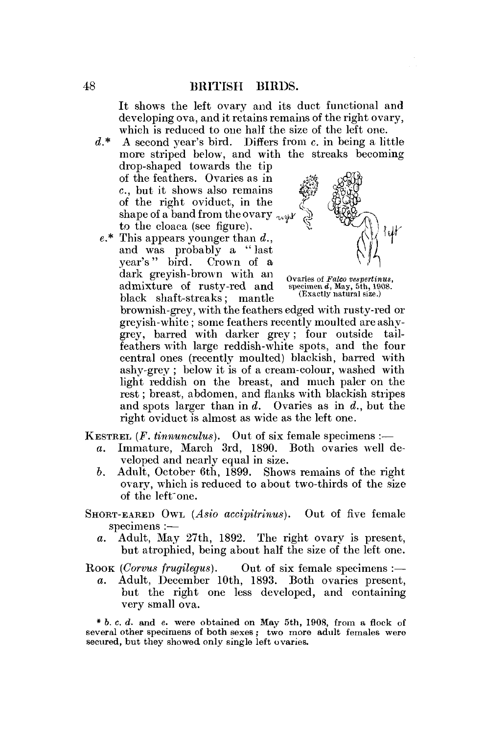It shows the left ovary and its duct functional and developing ova, and it retains remains of the right ovary, which is reduced to one half the size of the left one.

*d.*\* A second year's bird. Differs from *c.* in being a little more striped below, and with the streaks becoming drop-shaped towards the tip of the feathers. Ovaries as in *c.*, but it shows also remains of the right oviduct, in the shape of a band from the ovary to the cloaca (see figure).

Ovaries of *Falco vespertinus*, specimen *d*, May, 5th, 1908. (Exactly natural size.)

*e.*\* This appears younger than *d.*, and was probably a "last year's" bird. Crown of a dark greyish-brown with an admixture of rusty-red and black shaft-streaks; mantle brownish-grey, with the feathers edged with rusty-red or greyish-white; some feathers recently moulted are ashy-grey, barred with darker grey; four outside tail-feathers with large reddish-white spots, and the four central ones (recently moulted) blackish, barred with ashy-grey; below it is of a cream-colour, washed with light reddish on the breast, and much paler on the rest; breast, abdomen, and flanks with blackish stripes and spots larger than in *d.* Ovaries as in *d.*, but the right oviduct is almost as wide as the left one.

KESTREL (*F. tinnunculus*). Out of six female specimens :—

*a.* Immature, March 3rd, 1890. Both ovaries well developed and nearly equal in size.

*b.* Adult, October 6th, 1899. Shows remains of the right ovary, which is reduced to about two-thirds of the size of the left one.

SHORT-EARED OWL (*Asio accipitrinus*). Out of five female specimens :—

*a.* Adult, May 27th, 1892. The right ovary is present, but atrophied, being about half the size of the left one.

ROOK (*Corvus frugilegus*). Out of six female specimens :—

*a.* Adult, December 10th, 1893. Both ovaries present, but the right one less developed, and containing very small ova.

\* *b. c. d.* and *e.* were obtained on May 5th, 1908, from a flock of several other specimens of both sexes; two more adult females were secured, but they showed only single left ovaries.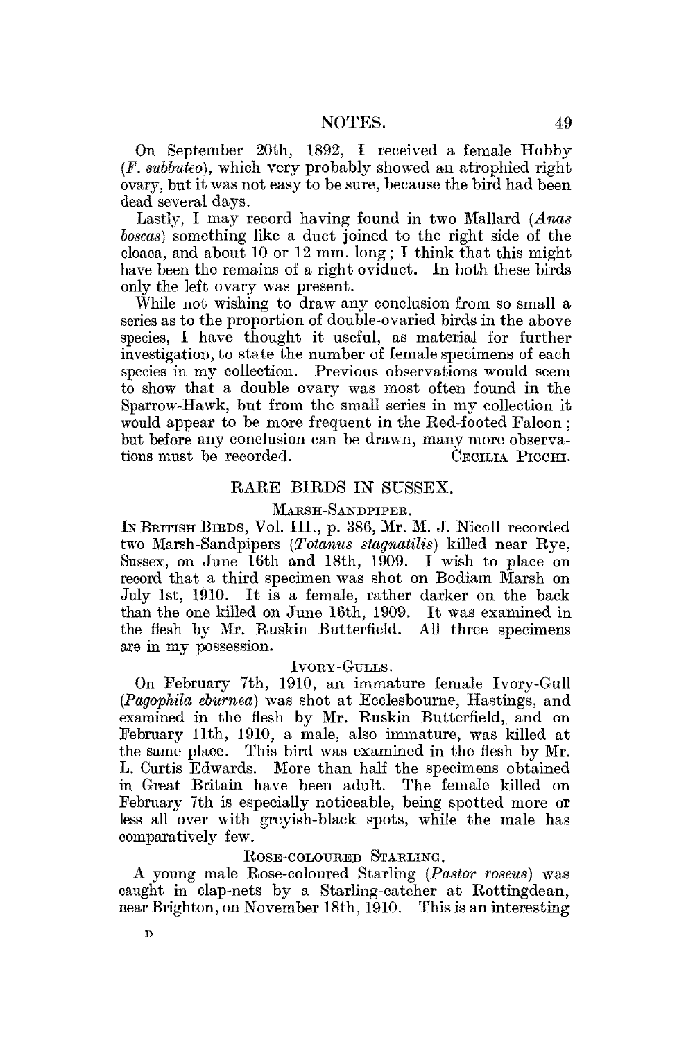On September 20th, 1892, I received a female Hobby (*F. subbuteo*), which very probably showed an atrophied right ovary, but it was not easy to be sure, because the bird had been dead several days.

Lastly, I may record having found in two Mallard (*Anas boscas*) something like a duct joined to the right side of the cloaca, and about 10 or 12 mm. long; I think that this might have been the remains of a right oviduct. In both these birds only the left ovary was present.

While not wishing to draw any conclusion from so small a series as to the proportion of double-ovaried birds in the above species, I have thought it useful, as material for further investigation, to state the number of female specimens of each species in my collection. Previous observations would seem to show that a double ovary was most often found in the Sparrow-Hawk, but from the small series in my collection it would appear to be more frequent in the Red-footed Falcon; but before any conclusion can be drawn, many more observations must be recorded.

CECILIA PICCHI.

## RARE BIRDS IN SUSSEX.

### MARSH-SANDPIPER.

IN BRITISH BIRDS, Vol. III., p. 386, Mr. M. J. Nicoll recorded two Marsh-Sandpipers (*Totanus stagnatilis*) killed near Rye, Sussex, on June 16th and 18th, 1909. I wish to place on record that a third specimen was shot on Bodiam Marsh on July 1st, 1910. It is a female, rather darker on the back than the one killed on June 16th, 1909. It was examined in the flesh by Mr. Ruskin Butterfield. All three specimens are in my possession.

### IVORY-GULLS.

On February 7th, 1910, an immature female Ivory-Gull (*Pagophila eburnea*) was shot at Ecclesbourne, Hastings, and examined in the flesh by Mr. Ruskin Butterfield, and on February 11th, 1910, a male, also immature, was killed at the same place. This bird was examined in the flesh by Mr. L. Curtis Edwards. More than half the specimens obtained in Great Britain have been adult. The female killed on February 7th is especially noticeable, being spotted more or less all over with greyish-black spots, while the male has comparatively few.

### ROSE-COLOURED STARLING.

A young male Rose-coloured Starling (*Pastor roseus*) was caught in clap-nets by a Starling-catcher at Rottingdean, near Brighton, on November 18th, 1910. This is an interesting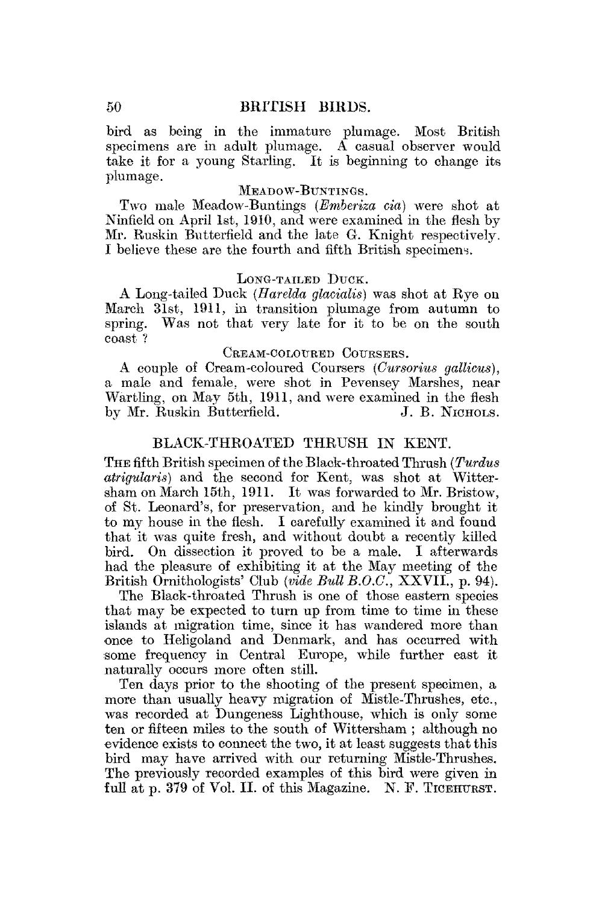bird as being in the immature plumage. Most British specimens are in adult plumage. A casual observer would take it for a young Starling. It is beginning to change its plumage.

### Meadow-Buntings.

Two male Meadow-Buntings (*Emberiza cia*) were shot at Ninfield on April 1st, 1910, and were examined in the flesh by Mr. Ruskin Butterfield and the late G. Knight respectively. I believe these are the fourth and fifth British specimens.

### Long-tailed Duck.

A Long-tailed Duck (*Harelda glacialis*) was shot at Rye on March 31st, 1911, in transition plumage from autumn to spring. Was not that very late for it to be on the south coast ?

### Cream-coloured Coursers.

A couple of Cream-coloured Coursers (*Cursorius gallicus*), a male and female, were shot in Pevensey Marshes, near Wartling, on May 5th, 1911, and were examined in the flesh by Mr. Ruskin Butterfield.

J. B. Nichols.

## BLACK-THROATED THRUSH IN KENT.

The fifth British specimen of the Black-throated Thrush (*Turdus atrigularis*) and the second for Kent, was shot at Wittersham on March 15th, 1911. It was forwarded to Mr. Bristow, of St. Leonard's, for preservation, and he kindly brought it to my house in the flesh. I carefully examined it and found that it was quite fresh, and without doubt a recently killed bird. On dissection it proved to be a male. I afterwards had the pleasure of exhibiting it at the May meeting of the British Ornithologists' Club (*vide Bull B.O.C.*, XXVII., p. 94).

The Black-throated Thrush is one of those eastern species that may be expected to turn up from time to time in these islands at migration time, since it has wandered more than once to Heligoland and Denmark, and has occurred with some frequency in Central Europe, while further east it naturally occurs more often still.

Ten days prior to the shooting of the present specimen, a more than usually heavy migration of Mistle-Thrushes, etc., was recorded at Dungeness Lighthouse, which is only some ten or fifteen miles to the south of Wittersham ; although no evidence exists to connect the two, it at least suggests that this bird may have arrived with our returning Mistle-Thrushes. The previously recorded examples of this bird were given in full at p. 379 of Vol. II. of this Magazine.

N. F. Ticehurst.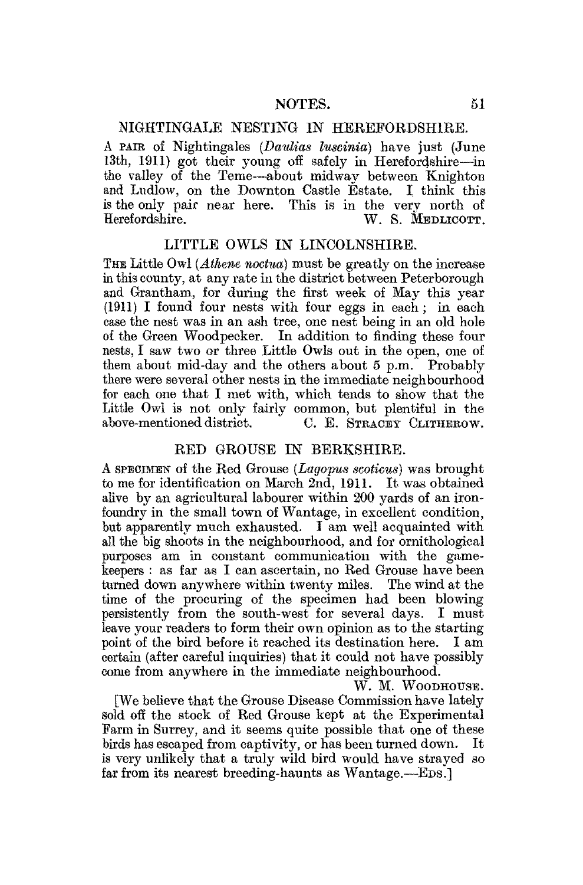## NIGHTINGALE NESTING IN HEREFORDSHIRE.

A PAIR of Nightingales (*Daulias luscinia*) have just (June 13th, 1911) got their young off safely in Herefordshire—in the valley of the Teme—about midway between Knighton and Ludlow, on the Downton Castle Estate. I think this is the only pair near here. This is in the very north of Herefordshire. W. S. MEDLICOTT.

## LITTLE OWLS IN LINCOLNSHIRE.

THE Little Owl (*Athene noctua*) must be greatly on the increase in this county, at any rate in the district between Peterborough and Grantham, for during the first week of May this year (1911) I found four nests with four eggs in each; in each case the nest was in an ash tree, one nest being in an old hole of the Green Woodpecker. In addition to finding these four nests, I saw two or three Little Owls out in the open, one of them about mid-day and the others about 5 p.m. Probably there were several other nests in the immediate neighbourhood for each one that I met with, which tends to show that the Little Owl is not only fairly common, but plentiful in the above-mentioned district. C. E. STRACEY CLITHEROW.

## RED GROUSE IN BERKSHIRE.

A SPECIMEN of the Red Grouse (*Lagopus scoticus*) was brought to me for identification on March 2nd, 1911. It was obtained alive by an agricultural labourer within 200 yards of an iron-foundry in the small town of Wantage, in excellent condition, but apparently much exhausted. I am well acquainted with all the big shoots in the neighbourhood, and for ornithological purposes am in constant communication with the game-keepers: as far as I can ascertain, no Red Grouse have been turned down anywhere within twenty miles. The wind at the time of the procuring of the specimen had been blowing persistently from the south-west for several days. I must leave your readers to form their own opinion as to the starting point of the bird before it reached its destination here. I am certain (after careful inquiries) that it could not have possibly come from anywhere in the immediate neighbourhood.

W. M. WOODHOUSE.

[We believe that the Grouse Disease Commission have lately sold off the stock of Red Grouse kept at the Experimental Farm in Surrey, and it seems quite possible that one of these birds has escaped from captivity, or has been turned down. It is very unlikely that a truly wild bird would have strayed so far from its nearest breeding-haunts as Wantage.—EDS.]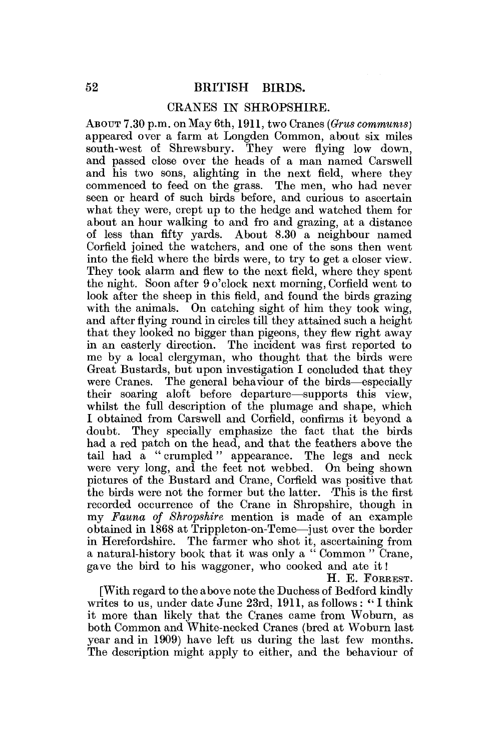## CRANES IN SHROPSHIRE.

About 7.30 p.m. on May 6th, 1911, two Cranes (*Grus communis*) appeared over a farm at Longden Common, about six miles south-west of Shrewsbury. They were flying low down, and passed close over the heads of a man named Carswell and his two sons, alighting in the next field, where they commenced to feed on the grass. The men, who had never seen or heard of such birds before, and curious to ascertain what they were, crept up to the hedge and watched them for about an hour walking to and fro and grazing, at a distance of less than fifty yards. About 8.30 a neighbour named Corfield joined the watchers, and one of the sons then went into the field where the birds were, to try to get a closer view. They took alarm and flew to the next field, where they spent the night. Soon after 9 o'clock next morning, Corfield went to look after the sheep in this field, and found the birds grazing with the animals. On catching sight of him they took wing, and after flying round in circles till they attained such a height that they looked no bigger than pigeons, they flew right away in an easterly direction. The incident was first reported to me by a local clergyman, who thought that the birds were Great Bustards, but upon investigation I concluded that they were Cranes. The general behaviour of the birds—especially their soaring aloft before departure—supports this view, whilst the full description of the plumage and shape, which I obtained from Carswell and Corfield, confirms it beyond a doubt. They specially emphasize the fact that the birds had a red patch on the head, and that the feathers above the tail had a "crumpled" appearance. The legs and neck were very long, and the feet not webbed. On being shown pictures of the Bustard and Crane, Corfield was positive that the birds were not the former but the latter. This is the first recorded occurrence of the Crane in Shropshire, though in my *Fauna of Shropshire* mention is made of an example obtained in 1868 at Trippleton-on-Teme—just over the border in Herefordshire. The farmer who shot it, ascertaining from a natural-history book that it was only a "Common" Crane, gave the bird to his waggoner, who cooked and ate it!

H. E. Forrest.

[With regard to the above note the Duchess of Bedford kindly writes to us, under date June 23rd, 1911, as follows: "I think it more than likely that the Cranes came from Woburn, as both Common and White-necked Cranes (bred at Woburn last year and in 1909) have left us during the last few months. The description might apply to either, and the behaviour of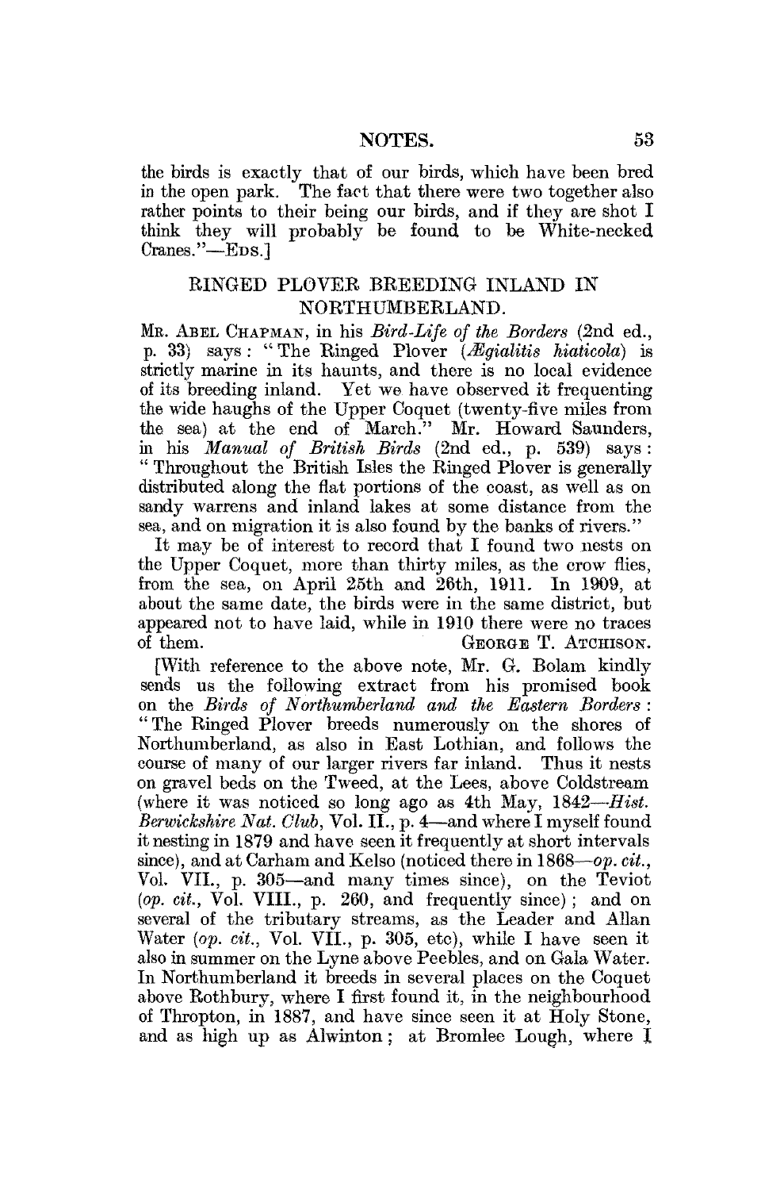the birds is exactly that of our birds, which have been bred in the open park. The fact that there were two together also rather points to their being our birds, and if they are shot I think they will probably be found to be White-necked Cranes."—EDS.]

## RINGED PLOVER BREEDING INLAND IN NORTHUMBERLAND.

MR. ABEL CHAPMAN, in his *Bird-Life of the Borders* (2nd ed., p. 33) says: "The Ringed Plover (*Ægialitis hiaticola*) is strictly marine in its haunts, and there is no local evidence of its breeding inland. Yet we have observed it frequenting the wide haughs of the Upper Coquet (twenty-five miles from the sea) at the end of March." Mr. Howard Saunders, in his *Manual of British Birds* (2nd ed., p. 539) says: "Throughout the British Isles the Ringed Plover is generally distributed along the flat portions of the coast, as well as on sandy warrens and inland lakes at some distance from the sea, and on migration it is also found by the banks of rivers."

It may be of interest to record that I found two nests on the Upper Coquet, more than thirty miles, as the crow flies, from the sea, on April 25th and 26th, 1911. In 1909, at about the same date, the birds were in the same district, but appeared not to have laid, while in 1910 there were no traces of them.

GEORGE T. ATCHISON.

[With reference to the above note, Mr. G. Bolam kindly sends us the following extract from his promised book on the *Birds of Northumberland and the Eastern Borders*: "The Ringed Plover breeds numerously on the shores of Northumberland, as also in East Lothian, and follows the course of many of our larger rivers far inland. Thus it nests on gravel beds on the Tweed, at the Lees, above Coldstream (where it was noticed so long ago as 4th May, 1842—*Hist. Berwickshire Nat. Club*, Vol. II., p. 4—and where I myself found it nesting in 1879 and have seen it frequently at short intervals since), and at Carham and Kelso (noticed there in 1868—*op. cit.*, Vol. VII., p. 305—and many times since), on the Teviot (*op. cit.*, Vol. VIII., p. 260, and frequently since); and on several of the tributary streams, as the Leader and Allan Water (*op. cit.*, Vol. VII., p. 305, etc), while I have seen it also in summer on the Lyne above Peebles, and on Gala Water. In Northumberland it breeds in several places on the Coquet above Rothbury, where I first found it, in the neighbourhood of Thropton, in 1887, and have since seen it at Holy Stone, and as high up as Alwinton; at Bromlee Lough, where I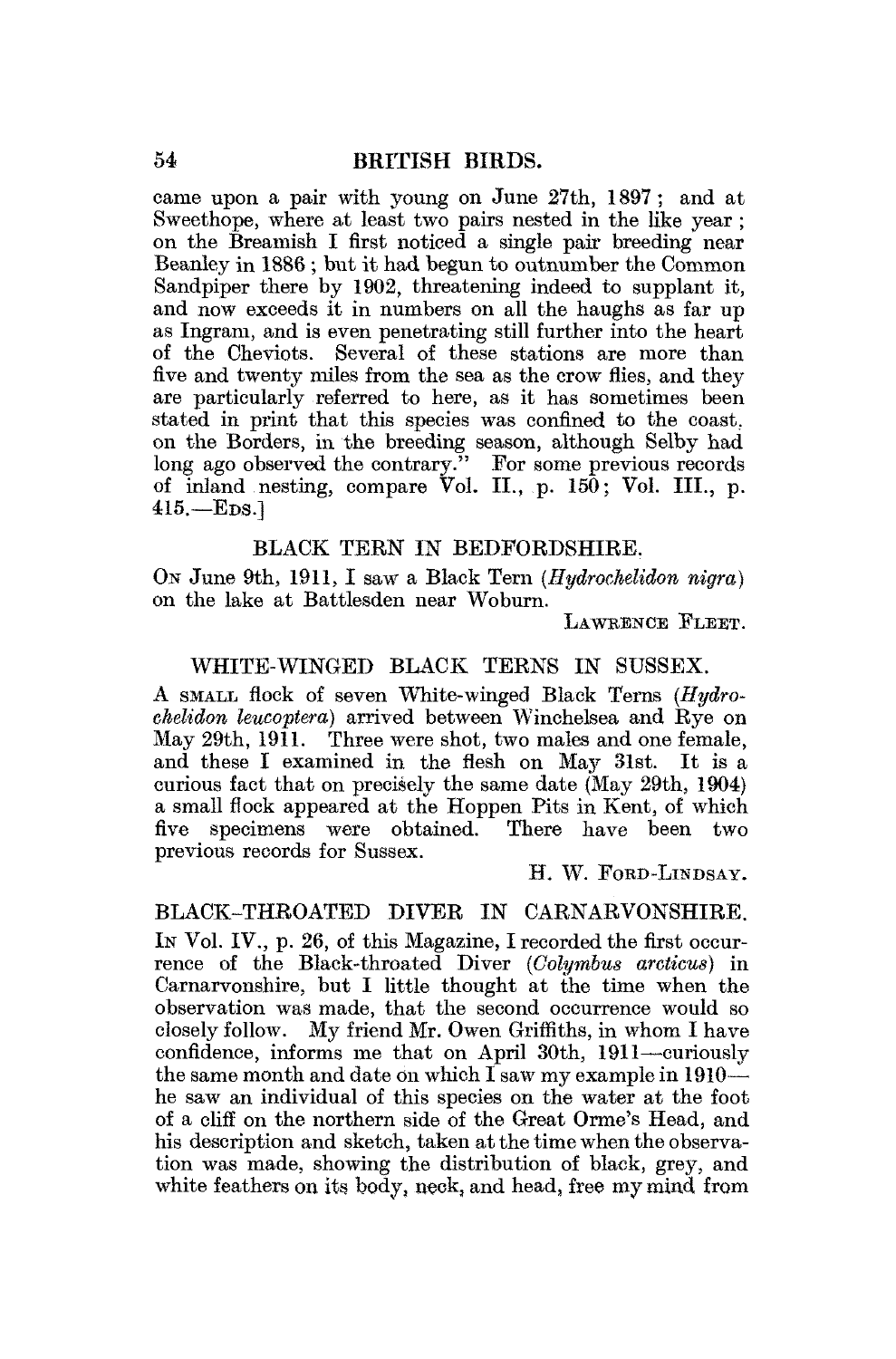came upon a pair with young on June 27th, 1897; and at Sweethope, where at least two pairs nested in the like year; on the Breamish I first noticed a single pair breeding near Beanley in 1886; but it had begun to outnumber the Common Sandpiper there by 1902, threatening indeed to supplant it, and now exceeds it in numbers on all the haughs as far up as Ingram, and is even penetrating still further into the heart of the Cheviots. Several of these stations are more than five and twenty miles from the sea as the crow flies, and they are particularly referred to here, as it has sometimes been stated in print that this species was confined to the coast on the Borders, in the breeding season, although Selby had long ago observed the contrary." For some previous records of inland nesting, compare Vol. II., p. 150; Vol. III., p. 415.—EDS.]

## BLACK TERN IN BEDFORDSHIRE.

ON June 9th, 1911, I saw a Black Tern (*Hydrochelidon nigra*) on the lake at Battlesden near Woburn.

LAWRENCE FLEET.

## WHITE-WINGED BLACK TERNS IN SUSSEX.

A SMALL flock of seven White-winged Black Terns (*Hydrochelidon leucoptera*) arrived between Winchelsea and Rye on May 29th, 1911. Three were shot, two males and one female, and these I examined in the flesh on May 31st. It is a curious fact that on precisely the same date (May 29th, 1904) a small flock appeared at the Hoppen Pits in Kent, of which five specimens were obtained. There have been two previous records for Sussex.

H. W. FORD-LINDSAY.

## BLACK-THROATED DIVER IN CARNARVONSHIRE.

IN Vol. IV., p. 26, of this Magazine, I recorded the first occurrence of the Black-throated Diver (*Colymbus arcticus*) in Carnarvonshire, but I little thought at the time when the observation was made, that the second occurrence would so closely follow. My friend Mr. Owen Griffiths, in whom I have confidence, informs me that on April 30th, 1911—curiously the same month and date on which I saw my example in 1910—he saw an individual of this species on the water at the foot of a cliff on the northern side of the Great Orme's Head, and his description and sketch, taken at the time when the observation was made, showing the distribution of black, grey, and white feathers on its body, neck, and head, free my mind from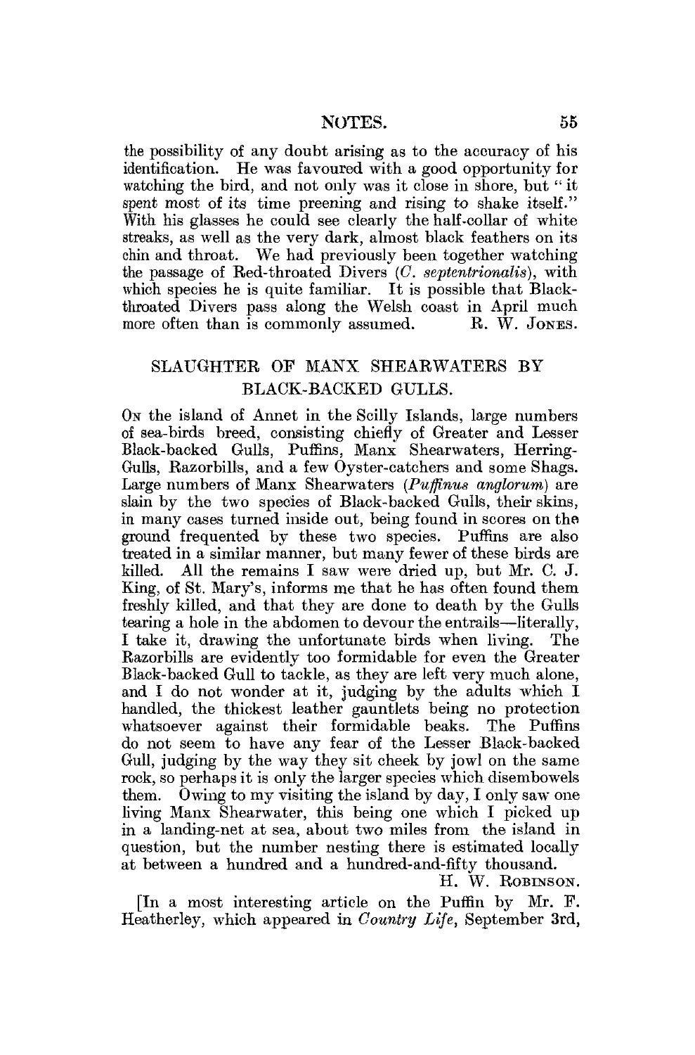the possibility of any doubt arising as to the accuracy of his identification. He was favoured with a good opportunity for watching the bird, and not only was it close in shore, but "it spent most of its time preening and rising to shake itself." With his glasses he could see clearly the half-collar of white streaks, as well as the very dark, almost black feathers on its chin and throat. We had previously been together watching the passage of Red-throated Divers (*C. septentrionalis*), with which species he is quite familiar. It is possible that Black-throated Divers pass along the Welsh coast in April much more often than is commonly assumed. R. W. JONES.

## SLAUGHTER OF MANX SHEARWATERS BY BLACK-BACKED GULLS.

ON the island of Annet in the Scilly Islands, large numbers of sea-birds breed, consisting chiefly of Greater and Lesser Black-backed Gulls, Puffins, Manx Shearwaters, Herring-Gulls, Razorbills, and a few Oyster-catchers and some Shags. Large numbers of Manx Shearwaters (*Puffinus anglorum*) are slain by the two species of Black-backed Gulls, their skins, in many cases turned inside out, being found in scores on the ground frequented by these two species. Puffins are also treated in a similar manner, but many fewer of these birds are killed. All the remains I saw were dried up, but Mr. C. J. King, of St. Mary's, informs me that he has often found them freshly killed, and that they are done to death by the Gulls tearing a hole in the abdomen to devour the entrails—literally, I take it, drawing the unfortunate birds when living. The Razorbills are evidently too formidable for even the Greater Black-backed Gull to tackle, as they are left very much alone, and I do not wonder at it, judging by the adults which I handled, the thickest leather gauntlets being no protection whatsoever against their formidable beaks. The Puffins do not seem to have any fear of the Lesser Black-backed Gull, judging by the way they sit cheek by jowl on the same rock, so perhaps it is only the larger species which disembowels them. Owing to my visiting the island by day, I only saw one living Manx Shearwater, this being one which I picked up in a landing-net at sea, about two miles from the island in question, but the number nesting there is estimated locally at between a hundred and a hundred-and-fifty thousand.

H. W. ROBINSON.

[In a most interesting article on the Puffin by Mr. F. Heatherley, which appeared in *Country Life*, September 3rd,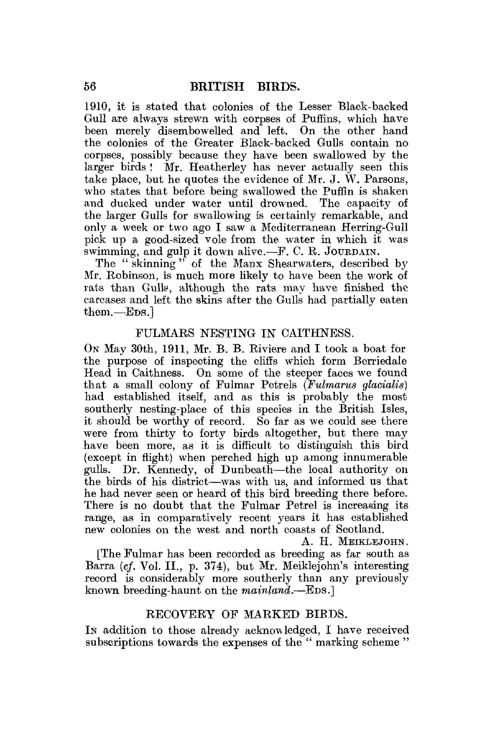1910, it is stated that colonies of the Lesser Black-backed Gull are always strewn with corpses of Puffins, which have been merely disembowelled and left. On the other hand the colonies of the Greater Black-backed Gulls contain no corpses, possibly because they have been swallowed by the larger birds! Mr. Heatherley has never actually seen this take place, but he quotes the evidence of Mr. J. W. Parsons, who states that before being swallowed the Puffin is shaken and ducked under water until drowned. The capacity of the larger Gulls for swallowing is certainly remarkable, and only a week or two ago I saw a Mediterranean Herring-Gull pick up a good-sized vole from the water in which it was swimming, and gulp it down alive.—F. C. R. JOURDAIN.

The "skinning" of the Manx Shearwaters, described by Mr. Robinson, is much more likely to have been the work of rats than Gulls, although the rats may have finished the carcases and left the skins after the Gulls had partially eaten them.—EDS.]

## FULMARS NESTING IN CAITHNESS.

ON May 30th, 1911, Mr. B. B. Riviere and I took a boat for the purpose of inspecting the cliffs which form Berriedale Head in Caithness. On some of the steeper faces we found that a small colony of Fulmar Petrels (*Fulmarus glacialis*) had established itself, and as this is probably the most southerly nesting-place of this species in the British Isles, it should be worthy of record. So far as we could see there were from thirty to forty birds altogether, but there may have been more, as it is difficult to distinguish this bird (except in flight) when perched high up among innumerable gulls. Dr. Kennedy, of Dunbeath—the local authority on the birds of his district—was with us, and informed us that he had never seen or heard of this bird breeding there before. There is no doubt that the Fulmar Petrel is increasing its range, as in comparatively recent years it has established new colonies on the west and north coasts of Scotland.

A. H. MEIKLEJOHN.

[The Fulmar has been recorded as breeding as far south as Barra (*cf.* Vol. II., p. 374), but Mr. Meiklejohn's interesting record is considerably more southerly than any previously known breeding-haunt on the *mainland*.—EDS.]

## RECOVERY OF MARKED BIRDS.

IN addition to those already acknowledged, I have received subscriptions towards the expenses of the "marking scheme"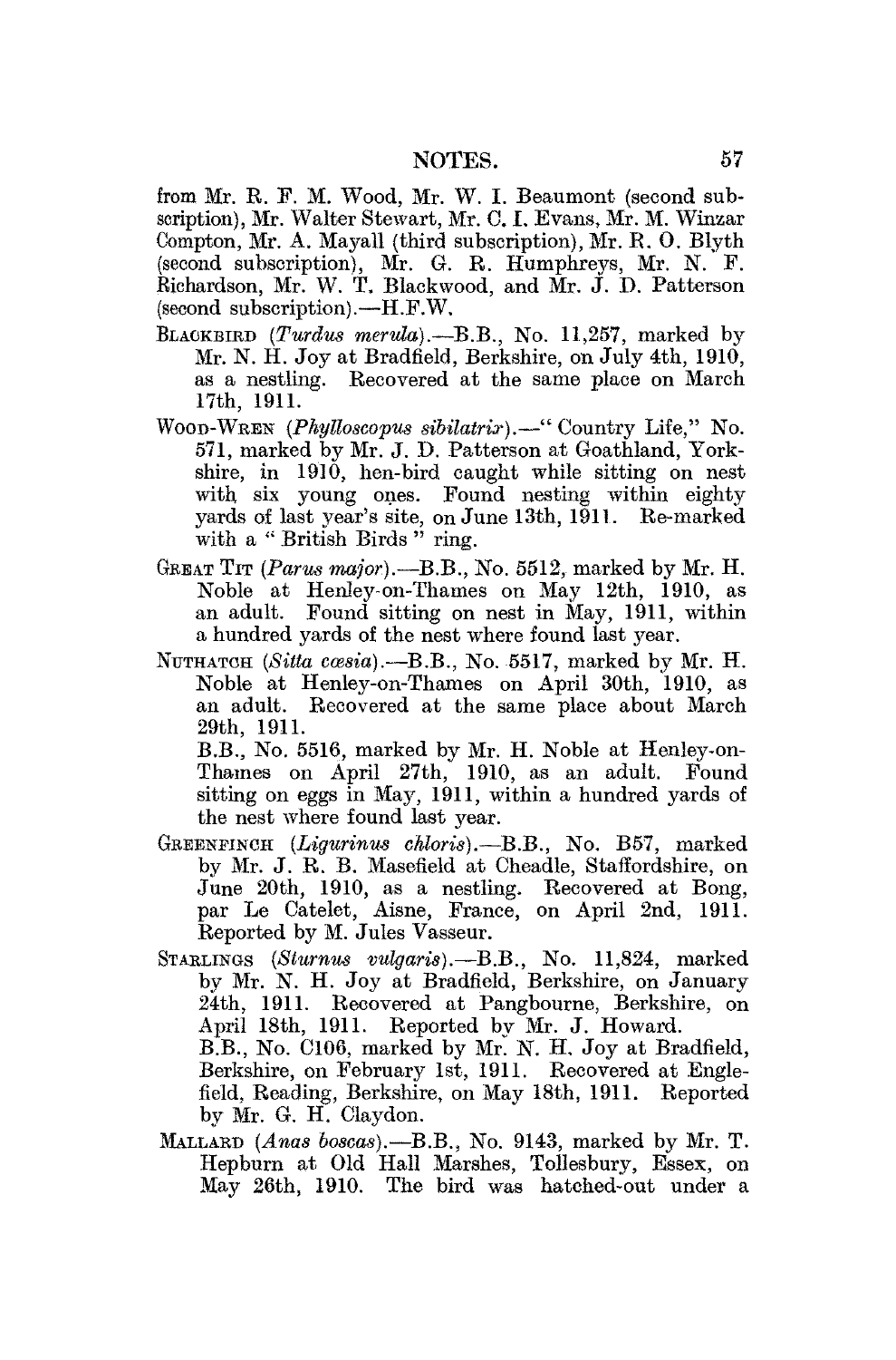from Mr. R. F. M. Wood, Mr. W. I. Beaumont (second subscription), Mr. Walter Stewart, Mr. C. I. Evans, Mr. M. Winzar Compton, Mr. A. Mayall (third subscription), Mr. R. O. Blyth (second subscription), Mr. G. R. Humphreys, Mr. N. F. Richardson, Mr. W. T. Blackwood, and Mr. J. D. Patterson (second subscription).—H.F.W.

BLACKBIRD (*Turdus merula*).—B.B., No. 11,257, marked by Mr. N. H. Joy at Bradfield, Berkshire, on July 4th, 1910, as a nestling. Recovered at the same place on March 17th, 1911.

WOOD-WREN (*Phylloscopus sibilatrix*).—"Country Life," No. 571, marked by Mr. J. D. Patterson at Goathland, Yorkshire, in 1910, hen-bird caught while sitting on nest with six young ones. Found nesting within eighty yards of last year's site, on June 13th, 1911. Re-marked with a "British Birds" ring.

GREAT TIT (*Parus major*).—B.B., No. 5512, marked by Mr. H. Noble at Henley-on-Thames on May 12th, 1910, as an adult. Found sitting on nest in May, 1911, within a hundred yards of the nest where found last year.

NUTHATCH (*Sitta cæsia*).—B.B., No. 5517, marked by Mr. H. Noble at Henley-on-Thames on April 30th, 1910, as an adult. Recovered at the same place about March 29th, 1911.

B.B., No. 5516, marked by Mr. H. Noble at Henley-on-Thames on April 27th, 1910, as an adult. Found sitting on eggs in May, 1911, within a hundred yards of the nest where found last year.

GREENFINCH (*Ligurinus chloris*).—B.B., No. B57, marked by Mr. J. R. B. Masefield at Cheadle, Staffordshire, on June 20th, 1910, as a nestling. Recovered at Bong, par Le Catelet, Aisne, France, on April 2nd, 1911. Reported by M. Jules Vasseur.

STARLINGS (*Sturnus vulgaris*).—B.B., No. 11,824, marked by Mr. N. H. Joy at Bradfield, Berkshire, on January 24th, 1911. Recovered at Pangbourne, Berkshire, on April 18th, 1911. Reported by Mr. J. Howard.

B.B., No. C106, marked by Mr. N. H. Joy at Bradfield, Berkshire, on February 1st, 1911. Recovered at Englefield, Reading, Berkshire, on May 18th, 1911. Reported by Mr. G. H. Claydon.

MALLARD (*Anas boscas*).—B.B., No. 9143, marked by Mr. T. Hepburn at Old Hall Marshes, Tollesbury, Essex, on May 26th, 1910. The bird was hatched-out under a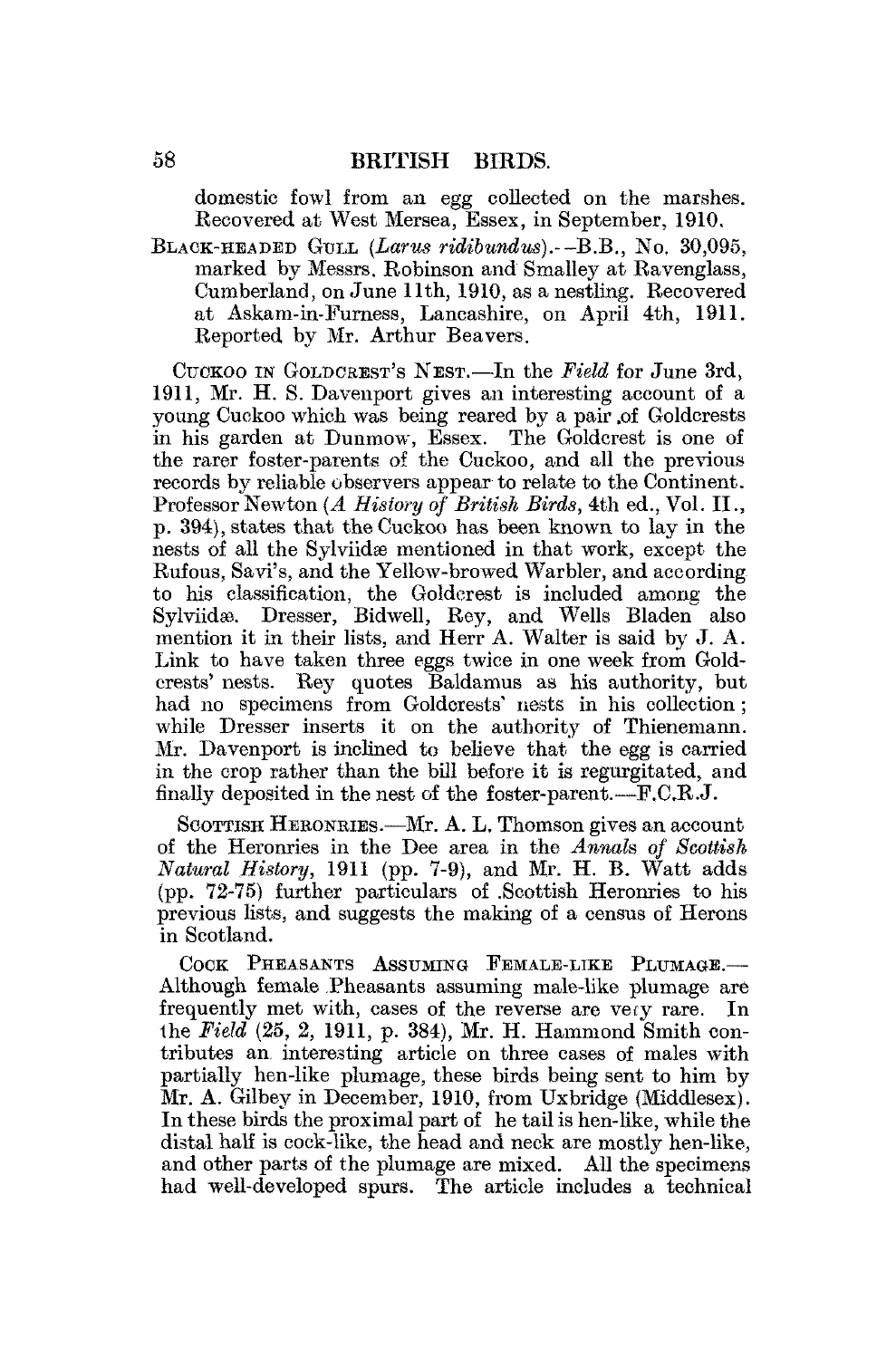domestic fowl from an egg collected on the marshes. Recovered at West Mersea, Essex, in September, 1910.

BLACK-HEADED GULL (*Larus ridibundus*).—B.B., No. 30,095, marked by Messrs. Robinson and Smalley at Ravenglass, Cumberland, on June 11th, 1910, as a nestling. Recovered at Askam-in-Furness, Lancashire, on April 4th, 1911. Reported by Mr. Arthur Beavers.

CUCKOO IN GOLDCREST'S NEST.—In the *Field* for June 3rd, 1911, Mr. H. S. Davenport gives an interesting account of a young Cuckoo which was being reared by a pair of Goldcrests in his garden at Dunmow, Essex. The Goldcrest is one of the rarer foster-parents of the Cuckoo, and all the previous records by reliable observers appear to relate to the Continent. Professor Newton (*A History of British Birds*, 4th ed., Vol. II., p. 394), states that the Cuckoo has been known to lay in the nests of all the Sylviidæ mentioned in that work, except the Rufous, Savi's, and the Yellow-browed Warbler, and according to his classification, the Goldcrest is included among the Sylviidæ. Dresser, Bidwell, Rey, and Wells Bladen also mention it in their lists, and Herr A. Walter is said by J. A. Link to have taken three eggs twice in one week from Goldcrests' nests. Rey quotes Baldamus as his authority, but had no specimens from Goldcrests' nests in his collection; while Dresser inserts it on the authority of Thienemann. Mr. Davenport is inclined to believe that the egg is carried in the crop rather than the bill before it is regurgitated, and finally deposited in the nest of the foster-parent.—F.C.R.J.

SCOTTISH HERONRIES.—Mr. A. L. Thomson gives an account of the Heronries in the Dee area in the *Annals of Scottish Natural History*, 1911 (pp. 7-9), and Mr. H. B. Watt adds (pp. 72-75) further particulars of Scottish Heronries to his previous lists, and suggests the making of a census of Herons in Scotland.

COCK PHEASANTS ASSUMING FEMALE-LIKE PLUMAGE.—Although female Pheasants assuming male-like plumage are frequently met with, cases of the reverse are very rare. In the *Field* (25, 2, 1911, p. 384), Mr. H. Hammond Smith contributes an interesting article on three cases of males with partially hen-like plumage, these birds being sent to him by Mr. A. Gilbey in December, 1910, from Uxbridge (Middlesex). In these birds the proximal part of he tail is hen-like, while the distal half is cock-like, the head and neck are mostly hen-like, and other parts of the plumage are mixed. All the specimens had well-developed spurs. The article includes a technical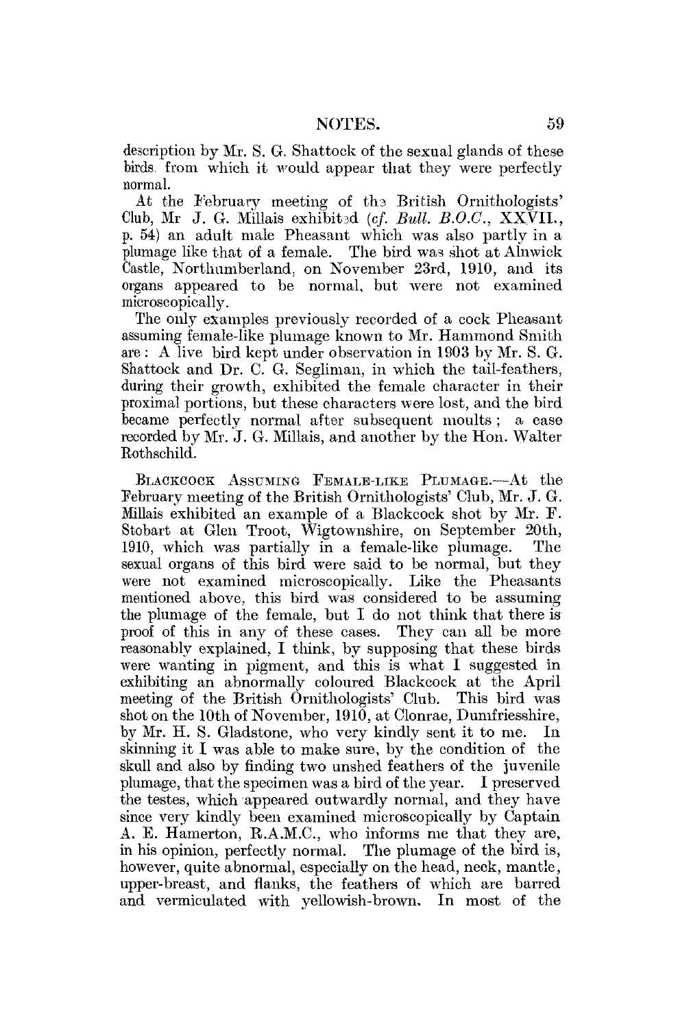description by Mr. S. G. Shattock of the sexual glands of these birds from which it would appear that they were perfectly normal.

At the February meeting of the British Ornithologists' Club, Mr J. G. Millais exhibited (*cf. Bull. B.O.C.*, XXVII., p. 54) an adult male Pheasant which was also partly in a plumage like that of a female. The bird was shot at Alnwick Castle, Northumberland, on November 23rd, 1910, and its organs appeared to be normal, but were not examined microscopically.

The only examples previously recorded of a cock Pheasant assuming female-like plumage known to Mr. Hammond Smith are: A live bird kept under observation in 1903 by Mr. S. G. Shattock and Dr. C. G. Segliman, in which the tail-feathers, during their growth, exhibited the female character in their proximal portions, but these characters were lost, and the bird became perfectly normal after subsequent moults; a case recorded by Mr. J. G. Millais, and another by the Hon. Walter Rothschild.

Blackcock Assuming Female-like Plumage.—At the February meeting of the British Ornithologists' Club, Mr. J. G. Millais exhibited an example of a Blackcock shot by Mr. F. Stobart at Glen Troot, Wigtownshire, on September 20th, 1910, which was partially in a female-like plumage. The sexual organs of this bird were said to be normal, but they were not examined microscopically. Like the Pheasants mentioned above, this bird was considered to be assuming the plumage of the female, but I do not think that there is proof of this in any of these cases. They can all be more reasonably explained, I think, by supposing that these birds were wanting in pigment, and this is what I suggested in exhibiting an abnormally coloured Blackcock at the April meeting of the British Ornithologists' Club. This bird was shot on the 10th of November, 1910, at Clonrae, Dumfriesshire, by Mr. H. S. Gladstone, who very kindly sent it to me. In skinning it I was able to make sure, by the condition of the skull and also by finding two unshed feathers of the juvenile plumage, that the specimen was a bird of the year. I preserved the testes, which appeared outwardly normal, and they have since very kindly been examined microscopically by Captain A. E. Hamerton, R.A.M.C., who informs me that they are, in his opinion, perfectly normal. The plumage of the bird is, however, quite abnormal, especially on the head, neck, mantle, upper-breast, and flanks, the feathers of which are barred and vermiculated with yellowish-brown. In most of the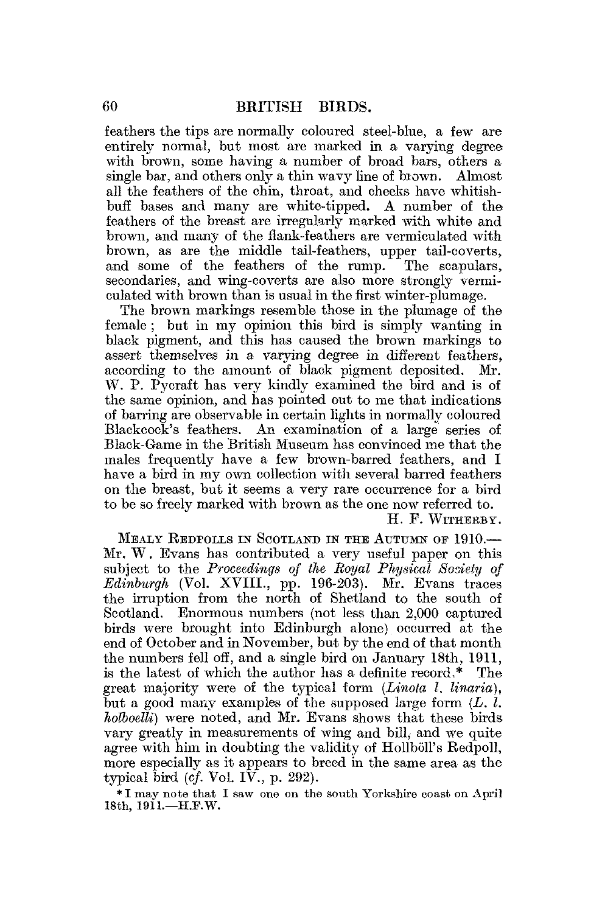feathers the tips are normally coloured steel-blue, a few are entirely normal, but most are marked in a varying degree with brown, some having a number of broad bars, others a single bar, and others only a thin wavy line of brown. Almost all the feathers of the chin, throat, and cheeks have whitish-buff bases and many are white-tipped. A number of the feathers of the breast are irregularly marked with white and brown, and many of the flank-feathers are vermiculated with brown, as are the middle tail-feathers, upper tail-coverts, and some of the feathers of the rump. The scapulars, secondaries, and wing-coverts are also more strongly vermiculated with brown than is usual in the first winter-plumage.

The brown markings resemble those in the plumage of the female; but in my opinion this bird is simply wanting in black pigment, and this has caused the brown markings to assert themselves in a varying degree in different feathers, according to the amount of black pigment deposited. Mr. W. P. Pycraft has very kindly examined the bird and is of the same opinion, and has pointed out to me that indications of barring are observable in certain lights in normally coloured Blackcock's feathers. An examination of a large series of Black-Game in the British Museum has convinced me that the males frequently have a few brown-barred feathers, and I have a bird in my own collection with several barred feathers on the breast, but it seems a very rare occurrence for a bird to be so freely marked with brown as the one now referred to.

H. F. Witherby.

Mealy Redpolls in Scotland in the Autumn of 1910.—Mr. W. Evans has contributed a very useful paper on this subject to the *Proceedings of the Royal Physical Society of Edinburgh* (Vol. XVIII., pp. 196-203). Mr. Evans traces the irruption from the north of Shetland to the south of Scotland. Enormous numbers (not less than 2,000 captured birds were brought into Edinburgh alone) occurred at the end of October and in November, but by the end of that month the numbers fell off, and a single bird on January 18th, 1911, is the latest of which the author has a definite record.* The great majority were of the typical form (*Linota l. linaria*), but a good many examples of the supposed large form (*L. l. holboelli*) were noted, and Mr. Evans shows that these birds vary greatly in measurements of wing and bill, and we quite agree with him in doubting the validity of Hollböll's Redpoll, more especially as it appears to breed in the same area as the typical bird (*cf.* Vol. IV., p. 292).

* I may note that I saw one on the south Yorkshire coast on April 18th, 1911.—H.F.W.